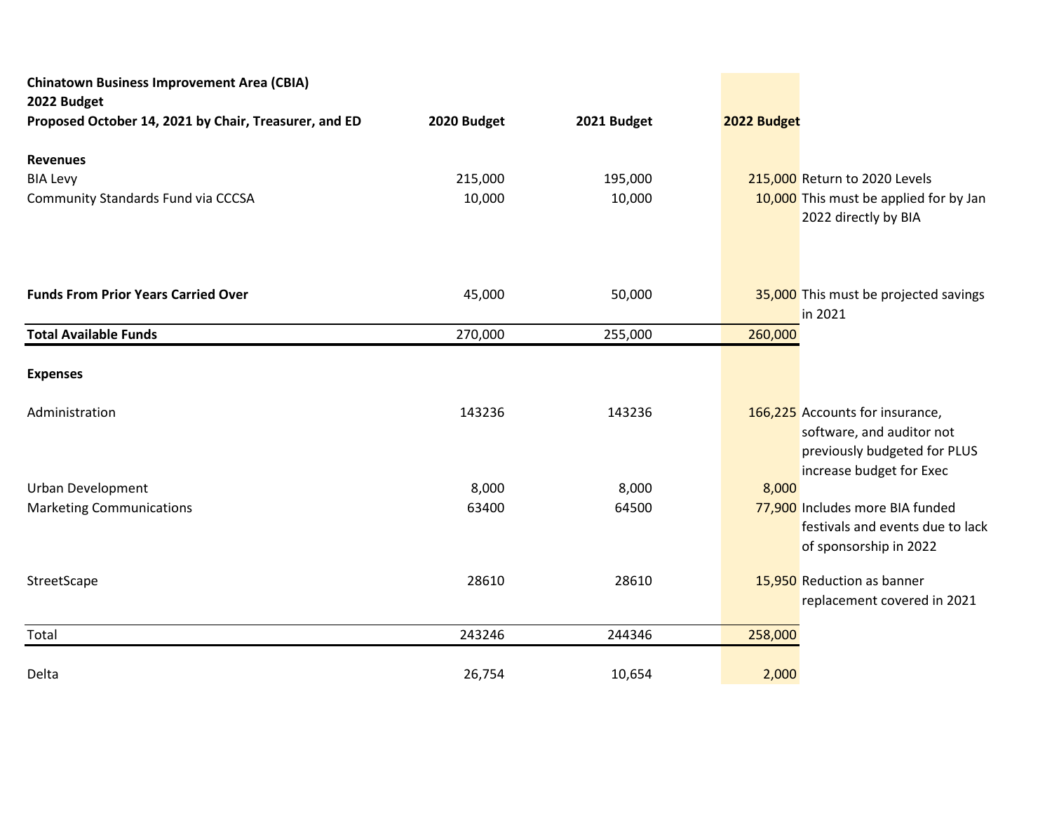**Chinatown Business Improvement Area (CBIA)**
**2022 Budget**

| Proposed October 14, 2021 by Chair, Treasurer, and ED | 2020 Budget | 2021 Budget | 2022 Budget | |
|---|---|---|---|---|
| **Revenues** | | | | |
| BIA Levy | 215,000 | 195,000 | 215,000 | Return to 2020 Levels |
| Community Standards Fund via CCCSA | 10,000 | 10,000 | 10,000 | This must be applied for by Jan 2022 directly by BIA |
| **Funds From Prior Years Carried Over** | 45,000 | 50,000 | 35,000 | This must be projected savings in 2021 |
| **Total Available Funds** | 270,000 | 255,000 | 260,000 | |
| **Expenses** | | | | |
| Administration | 143236 | 143236 | 166,225 | Accounts for insurance, software, and auditor not previously budgeted for PLUS increase budget for Exec |
| Urban Development | 8,000 | 8,000 | 8,000 | |
| Marketing Communications | 63400 | 64500 | 77,900 | Includes more BIA funded festivals and events due to lack of sponsorship in 2022 |
| StreetScape | 28610 | 28610 | 15,950 | Reduction as banner replacement covered in 2021 |
| Total | 243246 | 244346 | 258,000 | |
| Delta | 26,754 | 10,654 | 2,000 | |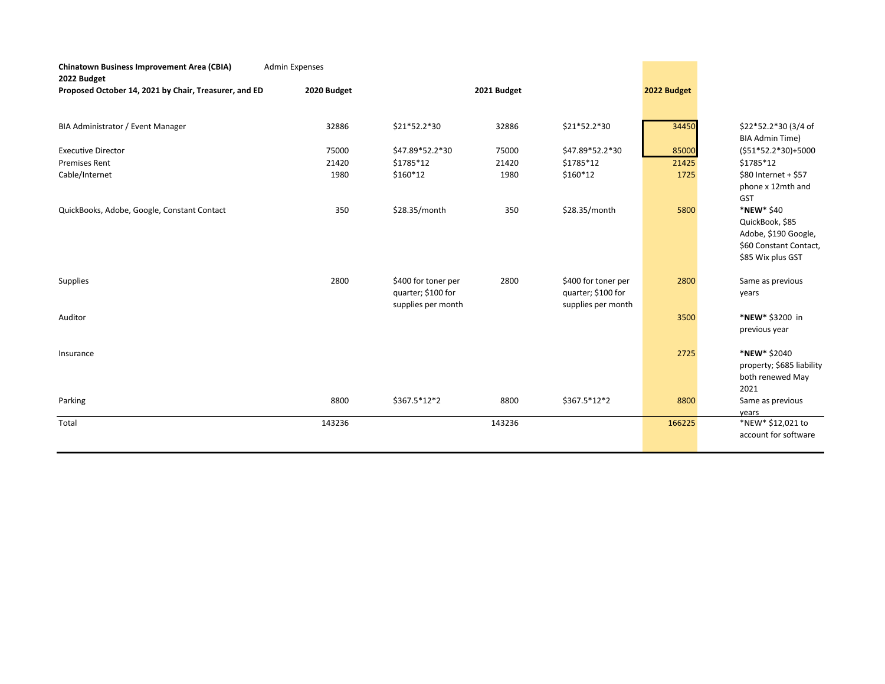**Chinatown Business Improvement Area (CBIA)** Admin Expenses
**2022 Budget**
**Proposed October 14, 2021 by Chair, Treasurer, and ED**

| | **2020 Budget** | | **2021 Budget** | | **2022 Budget** | |
|---|---|---|---|---|---|---|
| BIA Administrator / Event Manager | 32886 | $21*52.2*30 | 32886 | $21*52.2*30 | 34450 | $22*52.2*30 (3/4 of BIA Admin Time) |
| Executive Director | 75000 | $47.89*52.2*30 | 75000 | $47.89*52.2*30 | 85000 | ($51*52.2*30)+5000 |
| Premises Rent | 21420 | $1785*12 | 21420 | $1785*12 | 21425 | $1785*12 |
| Cable/Internet | 1980 | $160*12 | 1980 | $160*12 | 1725 | $80 Internet + $57 phone x 12mth and GST |
| QuickBooks, Adobe, Google, Constant Contact | 350 | $28.35/month | 350 | $28.35/month | 5800 | **\*NEW\*** $40 QuickBook, $85 Adobe, $190 Google, $60 Constant Contact, $85 Wix plus GST |
| Supplies | 2800 | $400 for toner per quarter; $100 for supplies per month | 2800 | $400 for toner per quarter; $100 for supplies per month | 2800 | Same as previous years |
| Auditor | | | | | 3500 | **\*NEW\*** $3200 in previous year |
| Insurance | | | | | 2725 | **\*NEW\*** $2040 property; $685 liability both renewed May 2021 |
| Parking | 8800 | $367.5*12*2 | 8800 | $367.5*12*2 | 8800 | Same as previous years |
| Total | 143236 | | 143236 | | 166225 | *NEW* $12,021 to account for software |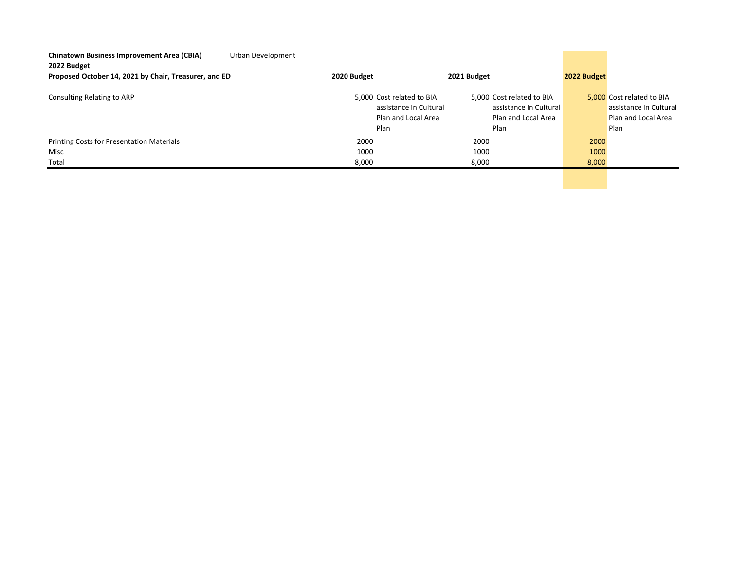**Chinatown Business Improvement Area (CBIA)** Urban Development
**2022 Budget**
**Proposed October 14, 2021 by Chair, Treasurer, and ED**

| | 2020 Budget | | 2021 Budget | | 2022 Budget | |
|---|---|---|---|---|---|---|
| Consulting Relating to ARP | 5,000 | Cost related to BIA assistance in Cultural Plan and Local Area Plan | 5,000 | Cost related to BIA assistance in Cultural Plan and Local Area Plan | 5,000 | Cost related to BIA assistance in Cultural Plan and Local Area Plan |
| Printing Costs for Presentation Materials | 2000 | | 2000 | | 2000 | |
| Misc | 1000 | | 1000 | | 1000 | |
| Total | 8,000 | | 8,000 | | 8,000 | |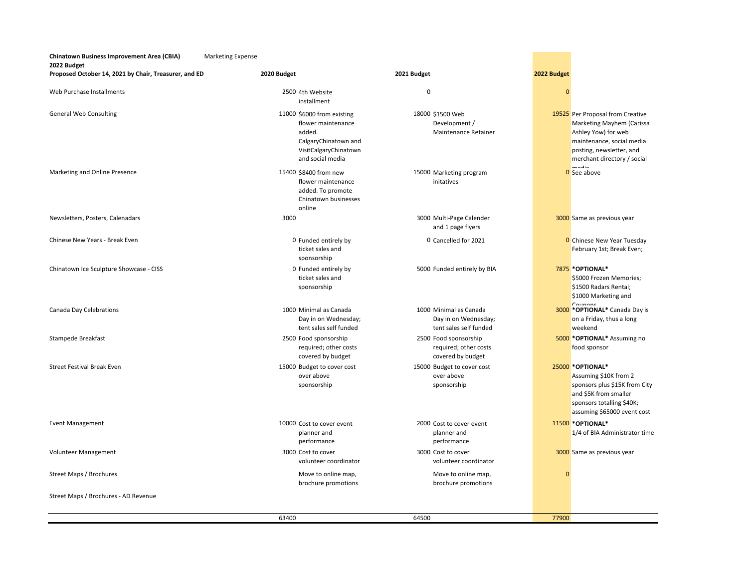**Chinatown Business Improvement Area (CBIA)** Marketing Expense
**2022 Budget**
**Proposed October 14, 2021 by Chair, Treasurer, and ED**

| | **2020 Budget** | | **2021 Budget** | | **2022 Budget** | |
|---|---|---|---|---|---|---|
| Web Purchase Installments | 2500 | 4th Website installment | 0 | | 0 | |
| General Web Consulting | 11000 | $6000 from existing flower maintenance added. CalgaryChinatown and VisitCalgaryChinatown and social media | 18000 | $1500 Web Development / Maintenance Retainer | 19525 | Per Proposal from Creative Marketing Mayhem (Carissa Ashley Yow) for web maintenance, social media posting, newsletter, and merchant directory / social media |
| Marketing and Online Presence | 15400 | $8400 from new flower maintenance added. To promote Chinatown businesses online | 15000 | Marketing program initatives | 0 | See above |
| Newsletters, Posters, Calenadars | 3000 | | 3000 | Multi-Page Calender and 1 page flyers | 3000 | Same as previous year |
| Chinese New Years - Break Even | 0 | Funded entirely by ticket sales and sponsorship | 0 | Cancelled for 2021 | 0 | Chinese New Year Tuesday February 1st; Break Even; |
| Chinatown Ice Sculpture Showcase - CISS | 0 | Funded entirely by ticket sales and sponsorship | 5000 | Funded entirely by BIA | 7875 | **\*OPTIONAL\*** $5000 Frozen Memories; $1500 Radars Rental; $1000 Marketing and Coupons |
| Canada Day Celebrations | 1000 | Minimal as Canada Day in on Wednesday; tent sales self funded | 1000 | Minimal as Canada Day in on Wednesday; tent sales self funded | 3000 | **\*OPTIONAL\*** Canada Day is on a Friday, thus a long weekend |
| Stampede Breakfast | 2500 | Food sponsorship required; other costs covered by budget | 2500 | Food sponsorship required; other costs covered by budget | 5000 | **\*OPTIONAL\*** Assuming no food sponsor |
| Street Festival Break Even | 15000 | Budget to cover cost over above sponsorship | 15000 | Budget to cover cost over above sponsorship | 25000 | **\*OPTIONAL\*** Assuming $10K from 2 sponsors plus $15K from City and $5K from smaller sponsors totalling $40K; assuming $65000 event cost |
| Event Management | 10000 | Cost to cover event planner and performance | 2000 | Cost to cover event planner and performance | 11500 | **\*OPTIONAL\*** 1/4 of BIA Administrator time |
| Volunteer Management | 3000 | Cost to cover volunteer coordinator | 3000 | Cost to cover volunteer coordinator | 3000 | Same as previous year |
| Street Maps / Brochures | | Move to online map, brochure promotions | | Move to online map, brochure promotions | 0 | |
| Street Maps / Brochures - AD Revenue | | | | | | |
| | 63400 | | 64500 | | 77900 | |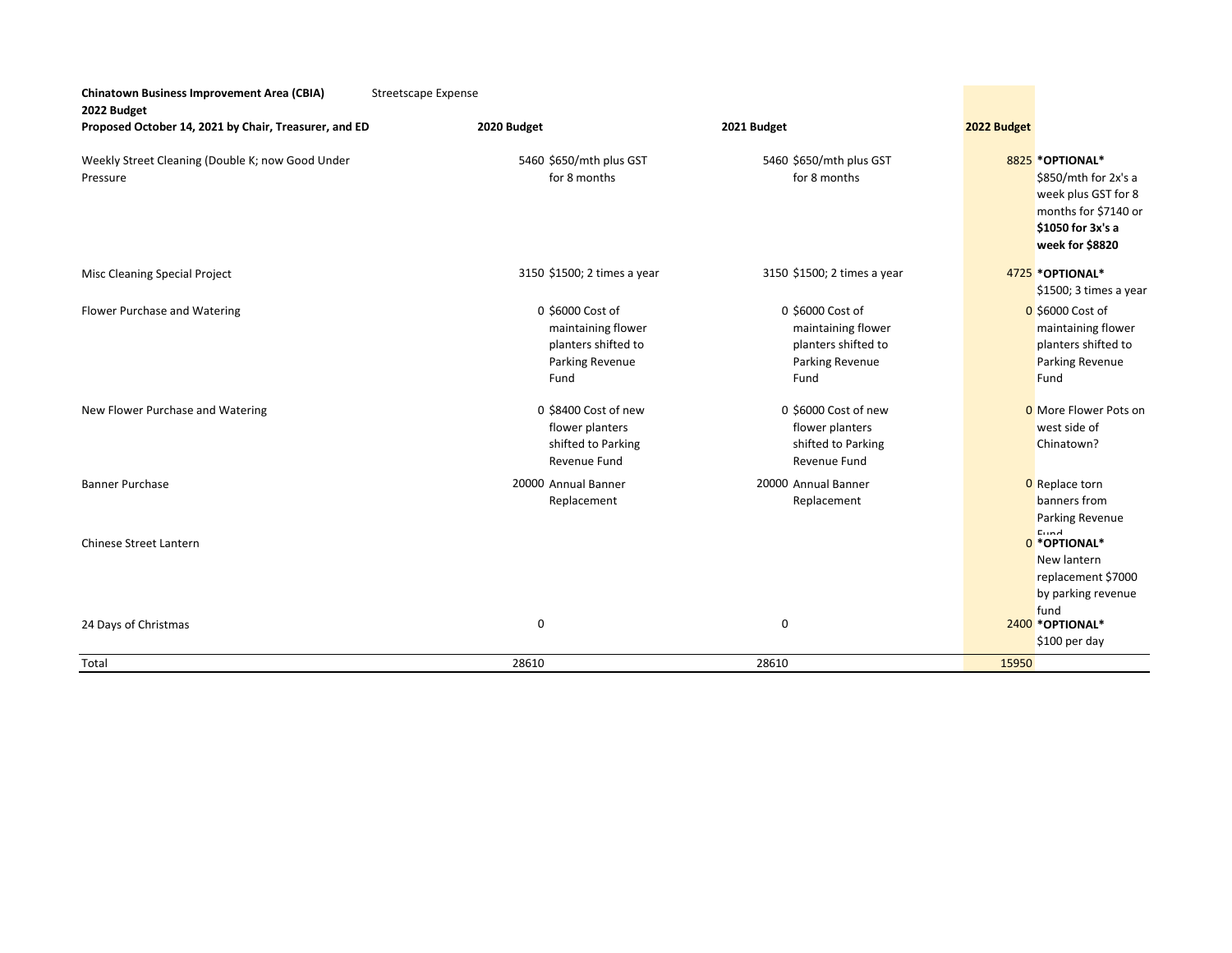**Chinatown Business Improvement Area (CBIA)** Streetscape Expense
**2022 Budget**

| **Proposed October 14, 2021 by Chair, Treasurer, and ED** | **2020 Budget** | | **2021 Budget** | | **2022 Budget** | |
|---|---|---|---|---|---|---|
| Weekly Street Cleaning (Double K; now Good Under Pressure | 5460 | $650/mth plus GST for 8 months | 5460 | $650/mth plus GST for 8 months | 8825 | ***OPTIONAL*** $850/mth for 2x's a week plus GST for 8 months for $7140 or **$1050 for 3x's a week for $8820** |
| Misc Cleaning Special Project | 3150 | $1500; 2 times a year | 3150 | $1500; 2 times a year | 4725 | ***OPTIONAL*** $1500; 3 times a year |
| Flower Purchase and Watering | 0 | $6000 Cost of maintaining flower planters shifted to Parking Revenue Fund | 0 | $6000 Cost of maintaining flower planters shifted to Parking Revenue Fund | 0 | $6000 Cost of maintaining flower planters shifted to Parking Revenue Fund |
| New Flower Purchase and Watering | 0 | $8400 Cost of new flower planters shifted to Parking Revenue Fund | 0 | $6000 Cost of new flower planters shifted to Parking Revenue Fund | 0 | More Flower Pots on west side of Chinatown? |
| Banner Purchase | 20000 | Annual Banner Replacement | 20000 | Annual Banner Replacement | 0 | Replace torn banners from Parking Revenue Fund |
| Chinese Street Lantern | | | | | 0 | ***OPTIONAL*** New lantern replacement $7000 by parking revenue fund |
| 24 Days of Christmas | 0 | | 0 | | 2400 | ***OPTIONAL*** $100 per day |
| Total | 28610 | | 28610 | | 15950 | |